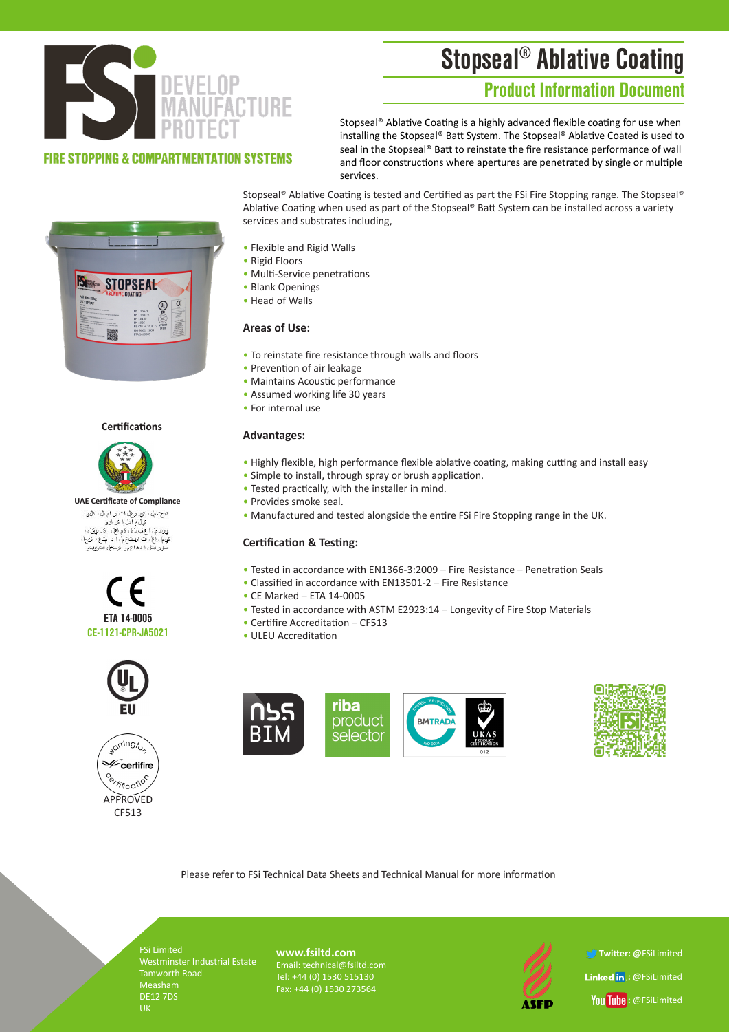FSi DEVELOP MANUFACTURE PROTECT

FIRE STOPPING & COMPARTMENTATION SYSTEMS

# Stopseal® Ablative Coating

## Product Information Document

Stopseal® Ablative Coating is a highly advanced flexible coating for use when installing the Stopseal® Batt System. The Stopseal® Ablative Coated is used to seal in the Stopseal® Batt to reinstate the fire resistance performance of wall and floor constructions where apertures are penetrated by single or multiple services.

Stopseal® Ablative Coating is tested and Certified as part the FSi Fire Stopping range. The Stopseal® Ablative Coating when used as part of the Stopseal® Batt System can be installed across a variety services and substrates including,

- Flexible and Rigid Walls
- Rigid Floors
- Multi-Service penetrations
- Blank Openings
- Head of Walls

### Areas of Use:

- To reinstate fire resistance through walls and floors
- Prevention of air leakage
- Maintains Acoustic performance
- Assumed working life 30 years
- For internal use

### Advantages:

- Highly flexible, high performance flexible ablative coating, making cutting and install easy
- Simple to install, through spray or brush application.
- Tested practically, with the installer in mind.
- Provides smoke seal.
- Manufactured and tested alongside the entire FSi Fire Stopping range in the UK.

### Certification & Testing:

- Tested in accordance with EN1366-3:2009 – Fire Resistance – Penetration Seals
- Classified in accordance with EN13501-2 – Fire Resistance
- CE Marked – ETA 14-0005
- Tested in accordance with ASTM E2923:14 – Longevity of Fire Stop Materials
- Certifire Accreditation – CF513
- ULEU Accreditation

### Certifications

UAE Certificate of Compliance

ETA 14-0005
CE-1121-CPR-JA5021

EU

APPROVED
CF513

Please refer to FSi Technical Data Sheets and Technical Manual for more information

FSi Limited
Westminster Industrial Estate
Tamworth Road
Measham
DE12 7DS
UK

**www.fsiltd.com**
Email: technical@fsiltd.com
Tel: +44 (0) 1530 515130
Fax: +44 (0) 1530 273564

Twitter: @FSiLimited
LinkedIn: @FSiLimited
YouTube: @FSiLimited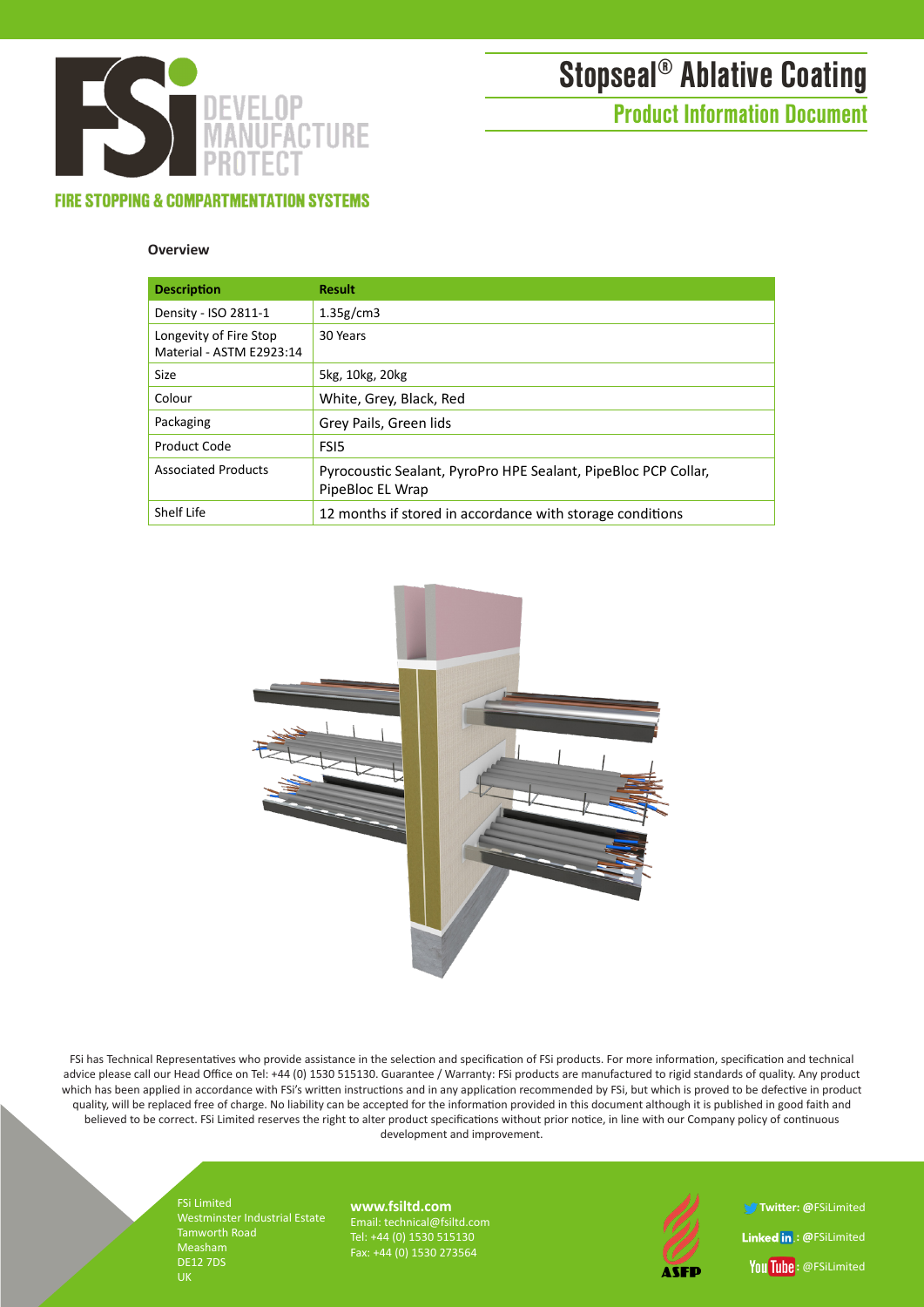# Stopseal® Ablative Coating

## Product Information Document

FIRE STOPPING & COMPARTMENTATION SYSTEMS

### Overview

| Description | Result |
|---|---|
| Density - ISO 2811-1 | 1.35g/cm3 |
| Longevity of Fire Stop Material - ASTM E2923:14 | 30 Years |
| Size | 5kg, 10kg, 20kg |
| Colour | White, Grey, Black, Red |
| Packaging | Grey Pails, Green lids |
| Product Code | FSI5 |
| Associated Products | Pyrocoustic Sealant, PyroPro HPE Sealant, PipeBloc PCP Collar, PipeBloc EL Wrap |
| Shelf Life | 12 months if stored in accordance with storage conditions |

FSi has Technical Representatives who provide assistance in the selection and specification of FSi products. For more information, specification and technical advice please call our Head Office on Tel: +44 (0) 1530 515130. Guarantee / Warranty: FSi products are manufactured to rigid standards of quality. Any product which has been applied in accordance with FSi's written instructions and in any application recommended by FSi, but which is proved to be defective in product quality, will be replaced free of charge. No liability can be accepted for the information provided in this document although it is published in good faith and believed to be correct. FSi Limited reserves the right to alter product specifications without prior notice, in line with our Company policy of continuous development and improvement.

FSi Limited
Westminster Industrial Estate
Tamworth Road
Measham
DE12 7DS
UK

**www.fsiltd.com**
Email: technical@fsiltd.com
Tel: +44 (0) 1530 515130
Fax: +44 (0) 1530 273564

Twitter: @FSiLimited
LinkedIn: @FSiLimited
YouTube: @FSiLimited